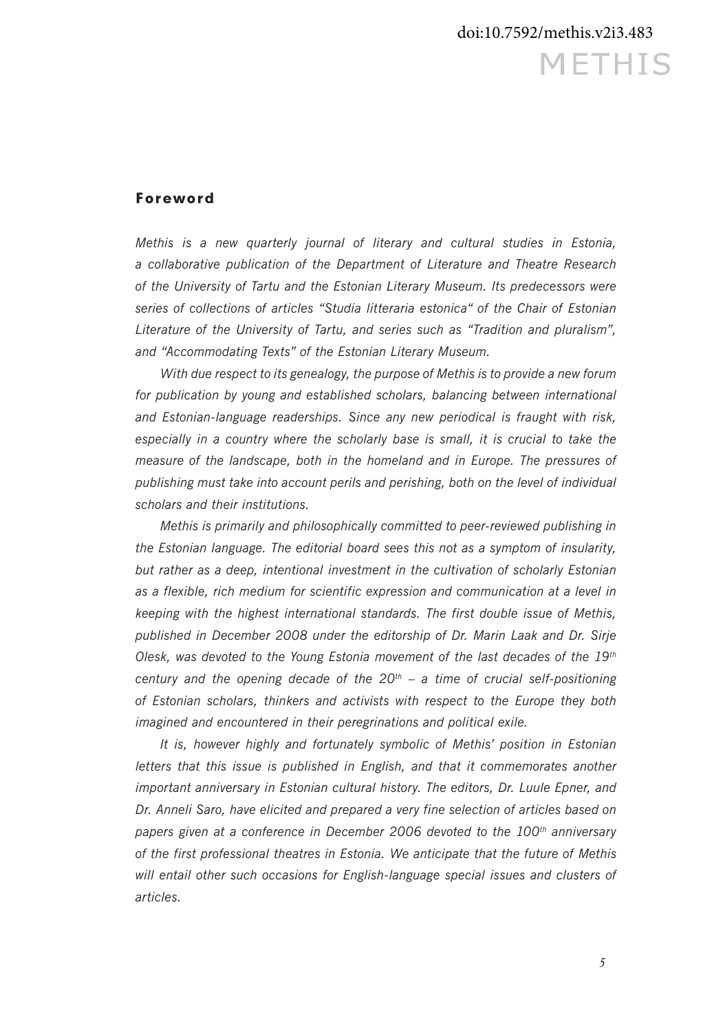## Foreword

*Methis is a new quarterly journal of literary and cultural studies in Estonia, a collaborative publication of the Department of Literature and Theatre Research of the University of Tartu and the Estonian Literary Museum. Its predecessors were series of collections of articles "Studia litteraria estonica" of the Chair of Estonian Literature of the University of Tartu, and series such as "Tradition and pluralism", and "Accommodating Texts" of the Estonian Literary Museum.*

*With due respect to its genealogy, the purpose of Methis is to provide a new forum for publication by young and established scholars, balancing between international and Estonian-language readerships. Since any new periodical is fraught with risk, especially in a country where the scholarly base is small, it is crucial to take the measure of the landscape, both in the homeland and in Europe. The pressures of publishing must take into account perils and perishing, both on the level of individual scholars and their institutions.*

*Methis is primarily and philosophically committed to peer-reviewed publishing in the Estonian language. The editorial board sees this not as a symptom of insularity, but rather as a deep, intentional investment in the cultivation of scholarly Estonian as a flexible, rich medium for scientific expression and communication at a level in keeping with the highest international standards. The first double issue of Methis, published in December 2008 under the editorship of Dr. Marin Laak and Dr. Sirje Olesk, was devoted to the Young Estonia movement of the last decades of the 19th century and the opening decade of the 20th – a time of crucial self-positioning of Estonian scholars, thinkers and activists with respect to the Europe they both imagined and encountered in their peregrinations and political exile.*

*It is, however highly and fortunately symbolic of Methis' position in Estonian letters that this issue is published in English, and that it commemorates another important anniversary in Estonian cultural history. The editors, Dr. Luule Epner, and Dr. Anneli Saro, have elicited and prepared a very fine selection of articles based on papers given at a conference in December 2006 devoted to the 100th anniversary of the first professional theatres in Estonia. We anticipate that the future of Methis will entail other such occasions for English-language special issues and clusters of articles.*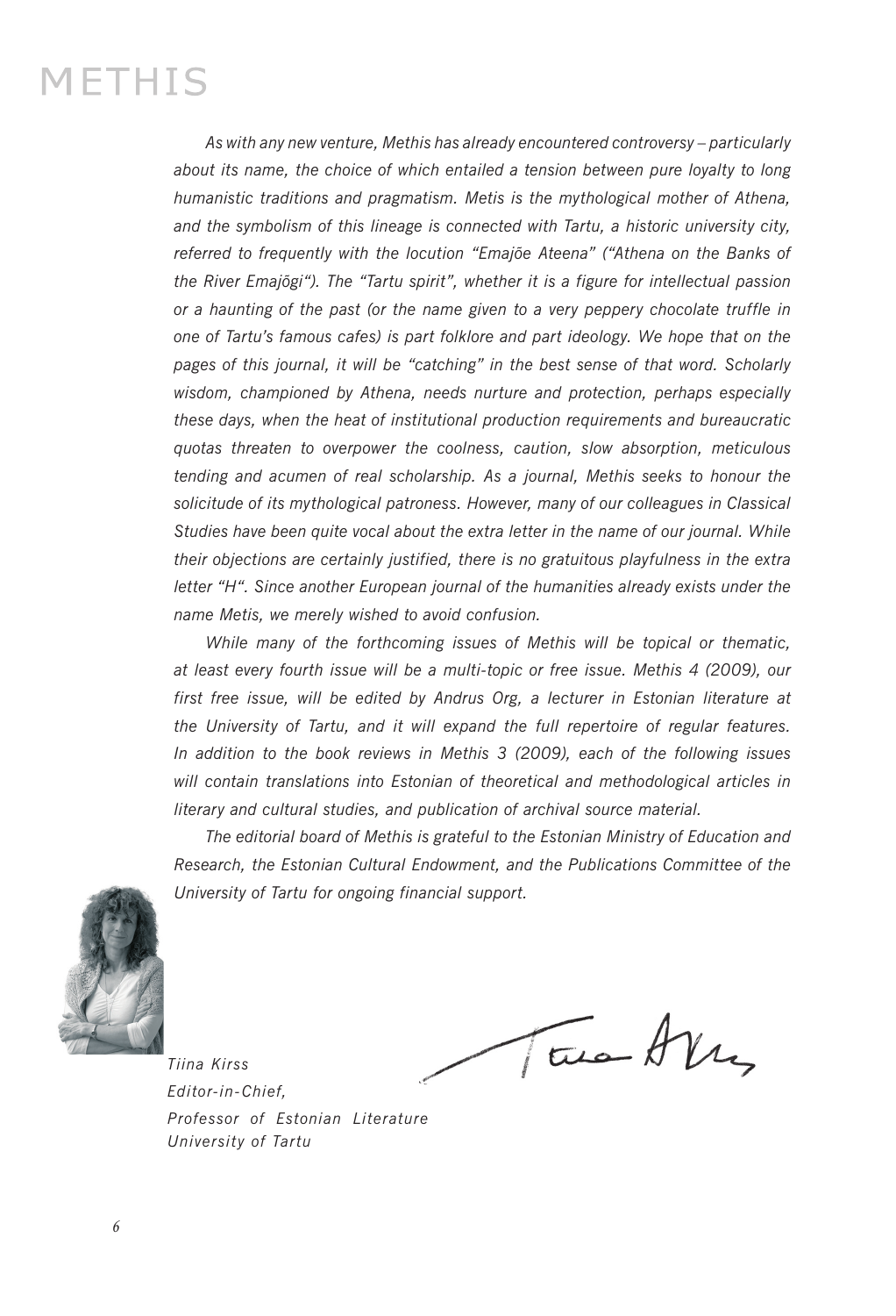*As with any new venture, Methis has already encountered controversy – particularly about its name, the choice of which entailed a tension between pure loyalty to long humanistic traditions and pragmatism. Metis is the mythological mother of Athena, and the symbolism of this lineage is connected with Tartu, a historic university city, referred to frequently with the locution "Emajõe Ateena" ("Athena on the Banks of the River Emajõgi"). The "Tartu spirit", whether it is a figure for intellectual passion or a haunting of the past (or the name given to a very peppery chocolate truffle in one of Tartu's famous cafes) is part folklore and part ideology. We hope that on the pages of this journal, it will be "catching" in the best sense of that word. Scholarly wisdom, championed by Athena, needs nurture and protection, perhaps especially these days, when the heat of institutional production requirements and bureaucratic quotas threaten to overpower the coolness, caution, slow absorption, meticulous tending and acumen of real scholarship. As a journal, Methis seeks to honour the solicitude of its mythological patroness. However, many of our colleagues in Classical Studies have been quite vocal about the extra letter in the name of our journal. While their objections are certainly justified, there is no gratuitous playfulness in the extra letter "H". Since another European journal of the humanities already exists under the name Metis, we merely wished to avoid confusion.*

*While many of the forthcoming issues of Methis will be topical or thematic, at least every fourth issue will be a multi-topic or free issue. Methis 4 (2009), our first free issue, will be edited by Andrus Org, a lecturer in Estonian literature at the University of Tartu, and it will expand the full repertoire of regular features. In addition to the book reviews in Methis 3 (2009), each of the following issues will contain translations into Estonian of theoretical and methodological articles in literary and cultural studies, and publication of archival source material.*

*The editorial board of Methis is grateful to the Estonian Ministry of Education and Research, the Estonian Cultural Endowment, and the Publications Committee of the University of Tartu for ongoing financial support.*

*Tiina Kirss*
*Editor-in-Chief,*
*Professor of Estonian Literature*
*University of Tartu*